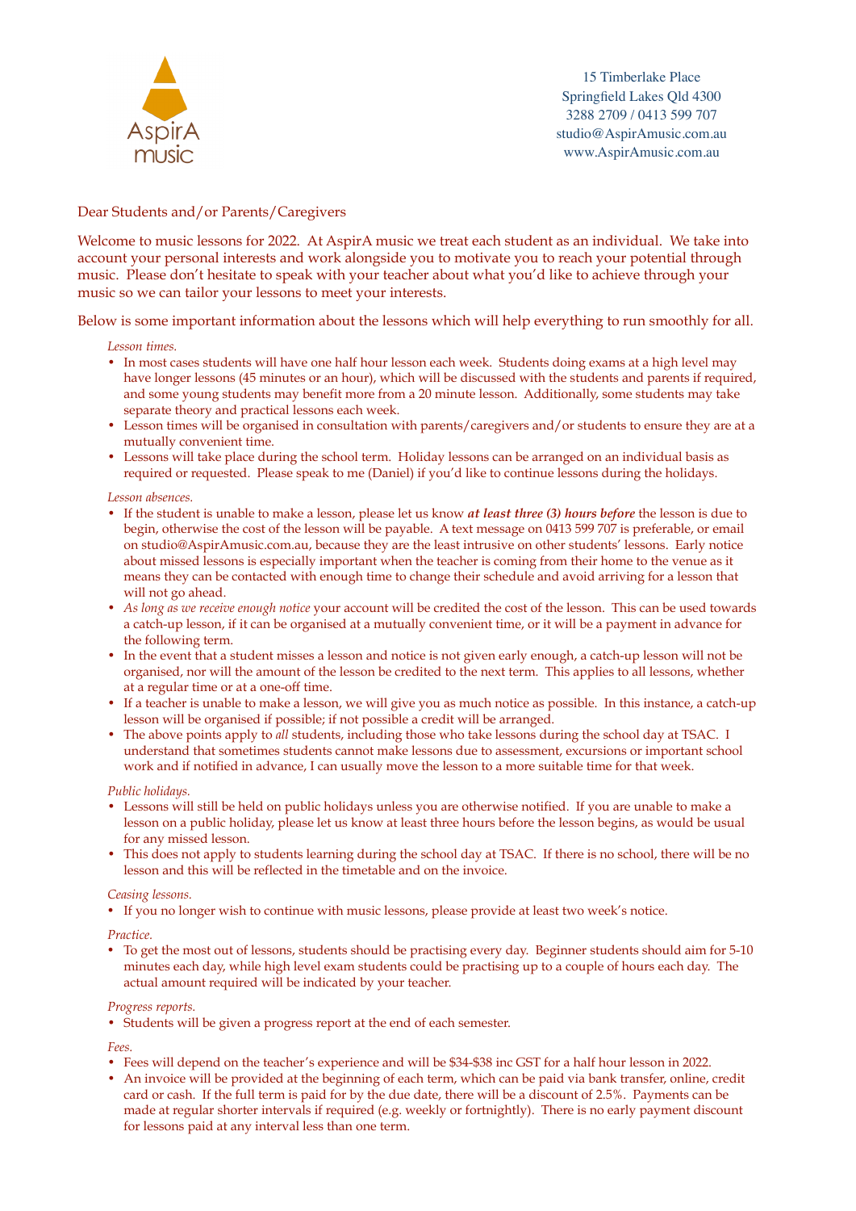AspirA music

15 Timberlake Place
Springfield Lakes Qld 4300
3288 2709 / 0413 599 707
studio@AspirAmusic.com.au
www.AspirAmusic.com.au

Dear Students and/or Parents/Caregivers

Welcome to music lessons for 2022. At AspirA music we treat each student as an individual. We take into account your personal interests and work alongside you to motivate you to reach your potential through music. Please don't hesitate to speak with your teacher about what you'd like to achieve through your music so we can tailor your lessons to meet your interests.

Below is some important information about the lessons which will help everything to run smoothly for all.

*Lesson times.*

- In most cases students will have one half hour lesson each week. Students doing exams at a high level may have longer lessons (45 minutes or an hour), which will be discussed with the students and parents if required, and some young students may benefit more from a 20 minute lesson. Additionally, some students may take separate theory and practical lessons each week.
- Lesson times will be organised in consultation with parents/caregivers and/or students to ensure they are at a mutually convenient time.
- Lessons will take place during the school term. Holiday lessons can be arranged on an individual basis as required or requested. Please speak to me (Daniel) if you'd like to continue lessons during the holidays.

*Lesson absences.*

- If the student is unable to make a lesson, please let us know ***at least three (3) hours before*** the lesson is due to begin, otherwise the cost of the lesson will be payable. A text message on 0413 599 707 is preferable, or email on studio@AspirAmusic.com.au, because they are the least intrusive on other students' lessons. Early notice about missed lessons is especially important when the teacher is coming from their home to the venue as it means they can be contacted with enough time to change their schedule and avoid arriving for a lesson that will not go ahead.
- *As long as we receive enough notice* your account will be credited the cost of the lesson. This can be used towards a catch-up lesson, if it can be organised at a mutually convenient time, or it will be a payment in advance for the following term.
- In the event that a student misses a lesson and notice is not given early enough, a catch-up lesson will not be organised, nor will the amount of the lesson be credited to the next term. This applies to all lessons, whether at a regular time or at a one-off time.
- If a teacher is unable to make a lesson, we will give you as much notice as possible. In this instance, a catch-up lesson will be organised if possible; if not possible a credit will be arranged.
- The above points apply to *all* students, including those who take lessons during the school day at TSAC. I understand that sometimes students cannot make lessons due to assessment, excursions or important school work and if notified in advance, I can usually move the lesson to a more suitable time for that week.

*Public holidays.*

- Lessons will still be held on public holidays unless you are otherwise notified. If you are unable to make a lesson on a public holiday, please let us know at least three hours before the lesson begins, as would be usual for any missed lesson.
- This does not apply to students learning during the school day at TSAC. If there is no school, there will be no lesson and this will be reflected in the timetable and on the invoice.

*Ceasing lessons.*

- If you no longer wish to continue with music lessons, please provide at least two week's notice.

*Practice.*

- To get the most out of lessons, students should be practising every day. Beginner students should aim for 5-10 minutes each day, while high level exam students could be practising up to a couple of hours each day. The actual amount required will be indicated by your teacher.

*Progress reports.*

- Students will be given a progress report at the end of each semester.

*Fees.*

- Fees will depend on the teacher's experience and will be $34-$38 inc GST for a half hour lesson in 2022.
- An invoice will be provided at the beginning of each term, which can be paid via bank transfer, online, credit card or cash. If the full term is paid for by the due date, there will be a discount of 2.5%. Payments can be made at regular shorter intervals if required (e.g. weekly or fortnightly). There is no early payment discount for lessons paid at any interval less than one term.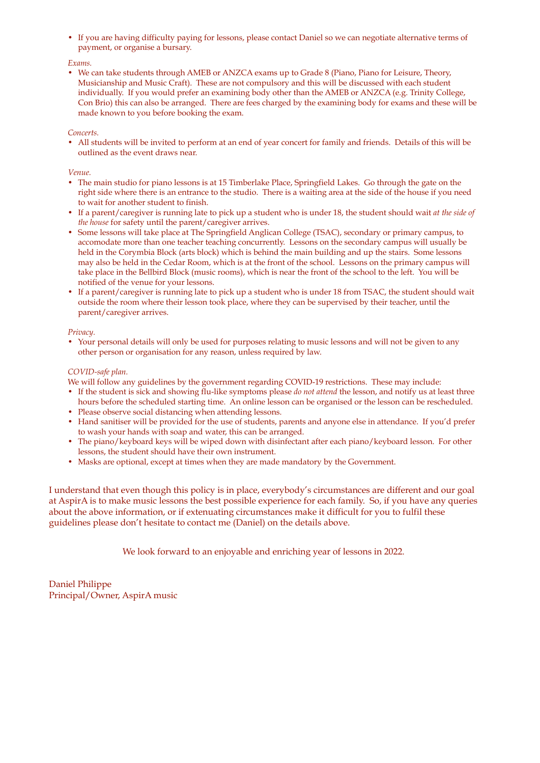- If you are having difficulty paying for lessons, please contact Daniel so we can negotiate alternative terms of payment, or organise a bursary.

*Exams.*

- We can take students through AMEB or ANZCA exams up to Grade 8 (Piano, Piano for Leisure, Theory, Musicianship and Music Craft). These are not compulsory and this will be discussed with each student individually. If you would prefer an examining body other than the AMEB or ANZCA (e.g. Trinity College, Con Brio) this can also be arranged. There are fees charged by the examining body for exams and these will be made known to you before booking the exam.

*Concerts.*

- All students will be invited to perform at an end of year concert for family and friends. Details of this will be outlined as the event draws near.

*Venue.*

- The main studio for piano lessons is at 15 Timberlake Place, Springfield Lakes. Go through the gate on the right side where there is an entrance to the studio. There is a waiting area at the side of the house if you need to wait for another student to finish.
- If a parent/caregiver is running late to pick up a student who is under 18, the student should wait *at the side of the house* for safety until the parent/caregiver arrives.
- Some lessons will take place at The Springfield Anglican College (TSAC), secondary or primary campus, to accomodate more than one teacher teaching concurrently. Lessons on the secondary campus will usually be held in the Corymbia Block (arts block) which is behind the main building and up the stairs. Some lessons may also be held in the Cedar Room, which is at the front of the school. Lessons on the primary campus will take place in the Bellbird Block (music rooms), which is near the front of the school to the left. You will be notified of the venue for your lessons.
- If a parent/caregiver is running late to pick up a student who is under 18 from TSAC, the student should wait outside the room where their lesson took place, where they can be supervised by their teacher, until the parent/caregiver arrives.

*Privacy.*

- Your personal details will only be used for purposes relating to music lessons and will not be given to any other person or organisation for any reason, unless required by law.

*COVID-safe plan.*

We will follow any guidelines by the government regarding COVID-19 restrictions. These may include:

- If the student is sick and showing flu-like symptoms please *do not attend* the lesson, and notify us at least three hours before the scheduled starting time. An online lesson can be organised or the lesson can be rescheduled.
- Please observe social distancing when attending lessons.
- Hand sanitiser will be provided for the use of students, parents and anyone else in attendance. If you'd prefer to wash your hands with soap and water, this can be arranged.
- The piano/keyboard keys will be wiped down with disinfectant after each piano/keyboard lesson. For other lessons, the student should have their own instrument.
- Masks are optional, except at times when they are made mandatory by the Government.

I understand that even though this policy is in place, everybody's circumstances are different and our goal at AspirA is to make music lessons the best possible experience for each family. So, if you have any queries about the above information, or if extenuating circumstances make it difficult for you to fulfil these guidelines please don't hesitate to contact me (Daniel) on the details above.

We look forward to an enjoyable and enriching year of lessons in 2022.

Daniel Philippe
Principal/Owner, AspirA music